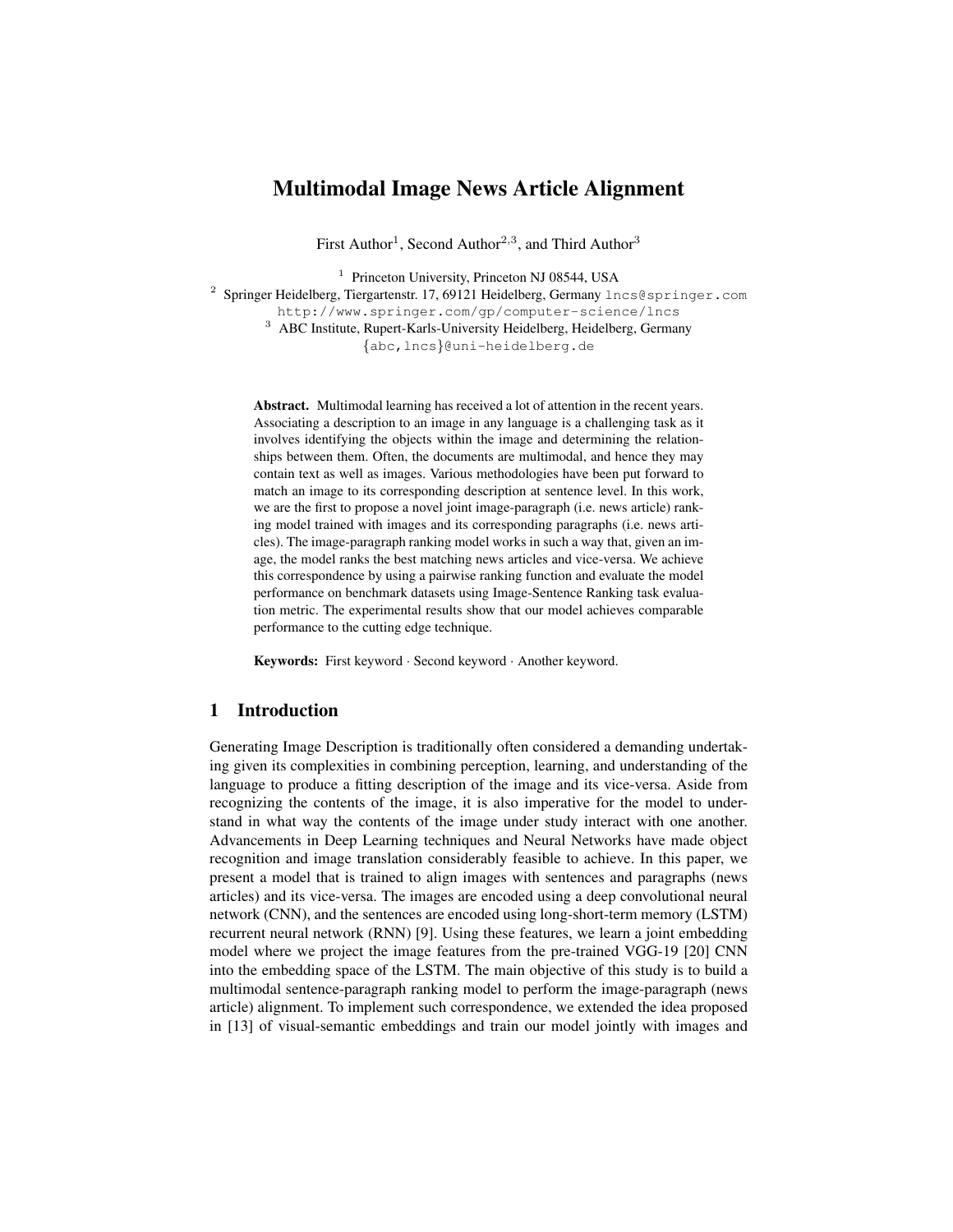# Multimodal Image News Article Alignment

First Author[1], Second Author[2,3], and Third Author[3]

[1] Princeton University, Princeton NJ 08544, USA

[2] Springer Heidelberg, Tiergartenstr. 17, 69121 Heidelberg, Germany lncs@springer.com
http://www.springer.com/gp/computer-science/lncs

[3] ABC Institute, Rupert-Karls-University Heidelberg, Heidelberg, Germany
{abc,lncs}@uni-heidelberg.de

**Abstract.** Multimodal learning has received a lot of attention in the recent years. Associating a description to an image in any language is a challenging task as it involves identifying the objects within the image and determining the relationships between them. Often, the documents are multimodal, and hence they may contain text as well as images. Various methodologies have been put forward to match an image to its corresponding description at sentence level. In this work, we are the first to propose a novel joint image-paragraph (i.e. news article) ranking model trained with images and its corresponding paragraphs (i.e. news articles). The image-paragraph ranking model works in such a way that, given an image, the model ranks the best matching news articles and vice-versa. We achieve this correspondence by using a pairwise ranking function and evaluate the model performance on benchmark datasets using Image-Sentence Ranking task evaluation metric. The experimental results show that our model achieves comparable performance to the cutting edge technique.

**Keywords:** First keyword · Second keyword · Another keyword.

## 1 Introduction

Generating Image Description is traditionally often considered a demanding undertaking given its complexities in combining perception, learning, and understanding of the language to produce a fitting description of the image and its vice-versa. Aside from recognizing the contents of the image, it is also imperative for the model to understand in what way the contents of the image under study interact with one another. Advancements in Deep Learning techniques and Neural Networks have made object recognition and image translation considerably feasible to achieve. In this paper, we present a model that is trained to align images with sentences and paragraphs (news articles) and its vice-versa. The images are encoded using a deep convolutional neural network (CNN), and the sentences are encoded using long-short-term memory (LSTM) recurrent neural network (RNN) [9]. Using these features, we learn a joint embedding model where we project the image features from the pre-trained VGG-19 [20] CNN into the embedding space of the LSTM. The main objective of this study is to build a multimodal sentence-paragraph ranking model to perform the image-paragraph (news article) alignment. To implement such correspondence, we extended the idea proposed in [13] of visual-semantic embeddings and train our model jointly with images and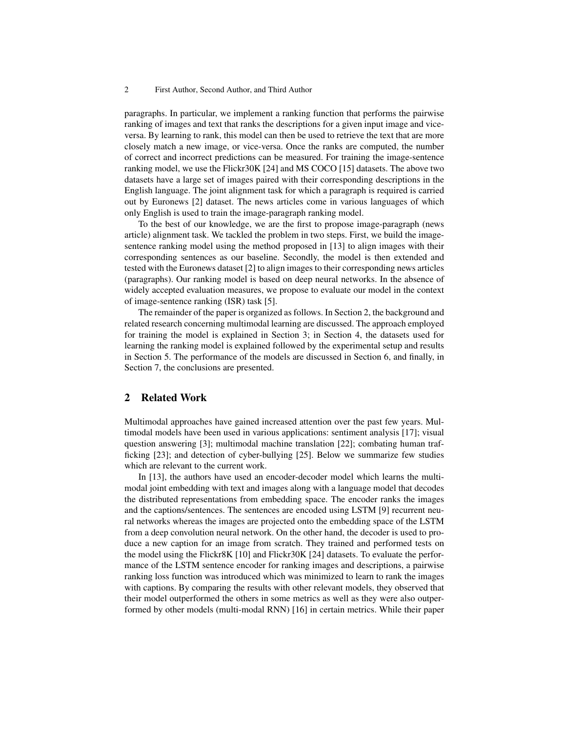paragraphs. In particular, we implement a ranking function that performs the pairwise ranking of images and text that ranks the descriptions for a given input image and vice-versa. By learning to rank, this model can then be used to retrieve the text that are more closely match a new image, or vice-versa. Once the ranks are computed, the number of correct and incorrect predictions can be measured. For training the image-sentence ranking model, we use the Flickr30K [24] and MS COCO [15] datasets. The above two datasets have a large set of images paired with their corresponding descriptions in the English language. The joint alignment task for which a paragraph is required is carried out by Euronews [2] dataset. The news articles come in various languages of which only English is used to train the image-paragraph ranking model.

To the best of our knowledge, we are the first to propose image-paragraph (news article) alignment task. We tackled the problem in two steps. First, we build the image-sentence ranking model using the method proposed in [13] to align images with their corresponding sentences as our baseline. Secondly, the model is then extended and tested with the Euronews dataset [2] to align images to their corresponding news articles (paragraphs). Our ranking model is based on deep neural networks. In the absence of widely accepted evaluation measures, we propose to evaluate our model in the context of image-sentence ranking (ISR) task [5].

The remainder of the paper is organized as follows. In Section 2, the background and related research concerning multimodal learning are discussed. The approach employed for training the model is explained in Section 3; in Section 4, the datasets used for learning the ranking model is explained followed by the experimental setup and results in Section 5. The performance of the models are discussed in Section 6, and finally, in Section 7, the conclusions are presented.

## 2 Related Work

Multimodal approaches have gained increased attention over the past few years. Multimodal models have been used in various applications: sentiment analysis [17]; visual question answering [3]; multimodal machine translation [22]; combating human trafficking [23]; and detection of cyber-bullying [25]. Below we summarize few studies which are relevant to the current work.

In [13], the authors have used an encoder-decoder model which learns the multimodal joint embedding with text and images along with a language model that decodes the distributed representations from embedding space. The encoder ranks the images and the captions/sentences. The sentences are encoded using LSTM [9] recurrent neural networks whereas the images are projected onto the embedding space of the LSTM from a deep convolution neural network. On the other hand, the decoder is used to produce a new caption for an image from scratch. They trained and performed tests on the model using the Flickr8K [10] and Flickr30K [24] datasets. To evaluate the performance of the LSTM sentence encoder for ranking images and descriptions, a pairwise ranking loss function was introduced which was minimized to learn to rank the images with captions. By comparing the results with other relevant models, they observed that their model outperformed the others in some metrics as well as they were also outperformed by other models (multi-modal RNN) [16] in certain metrics. While their paper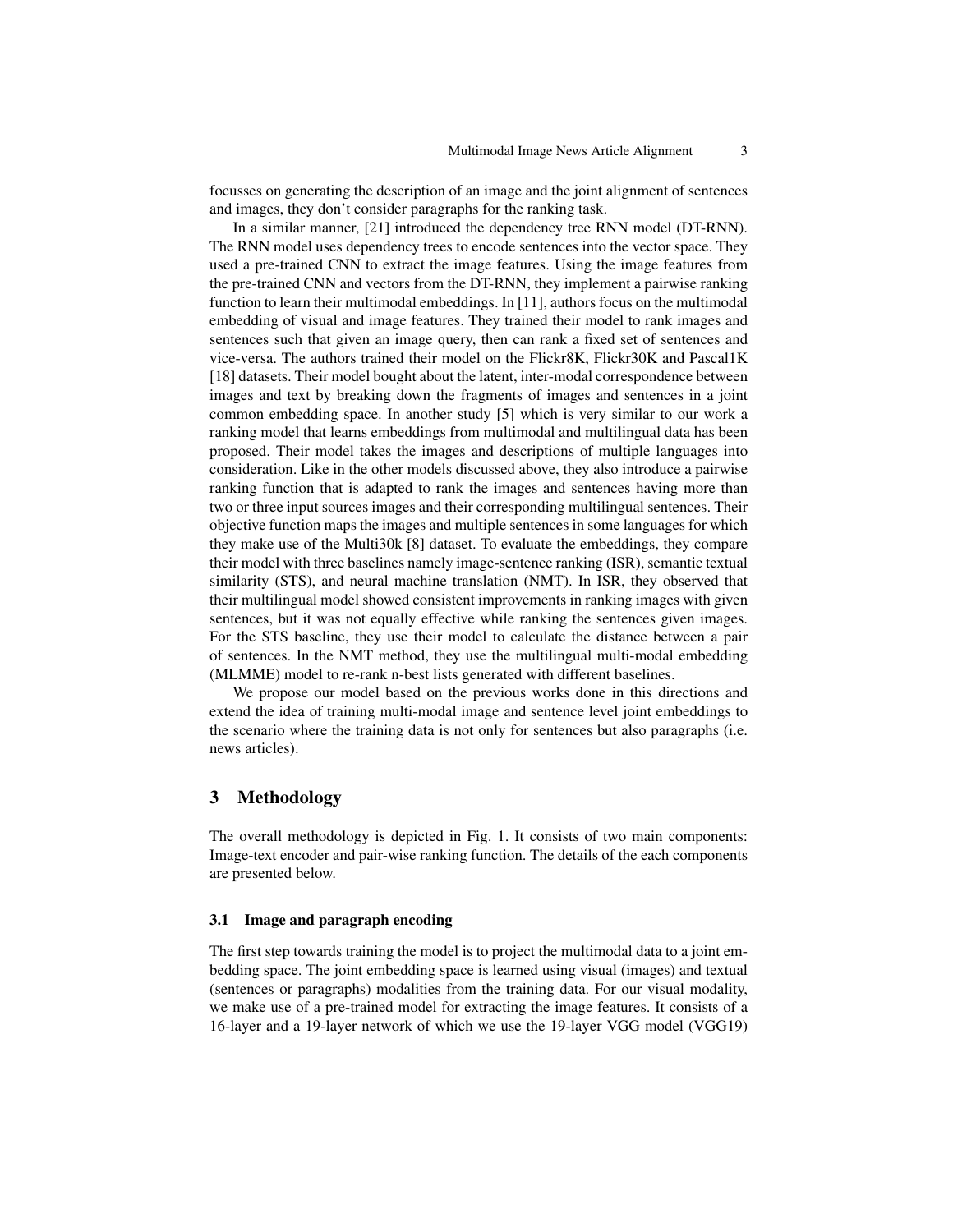focusses on generating the description of an image and the joint alignment of sentences and images, they don't consider paragraphs for the ranking task.

In a similar manner, [21] introduced the dependency tree RNN model (DT-RNN). The RNN model uses dependency trees to encode sentences into the vector space. They used a pre-trained CNN to extract the image features. Using the image features from the pre-trained CNN and vectors from the DT-RNN, they implement a pairwise ranking function to learn their multimodal embeddings. In [11], authors focus on the multimodal embedding of visual and image features. They trained their model to rank images and sentences such that given an image query, then can rank a fixed set of sentences and vice-versa. The authors trained their model on the Flickr8K, Flickr30K and Pascal1K [18] datasets. Their model bought about the latent, inter-modal correspondence between images and text by breaking down the fragments of images and sentences in a joint common embedding space. In another study [5] which is very similar to our work a ranking model that learns embeddings from multimodal and multilingual data has been proposed. Their model takes the images and descriptions of multiple languages into consideration. Like in the other models discussed above, they also introduce a pairwise ranking function that is adapted to rank the images and sentences having more than two or three input sources images and their corresponding multilingual sentences. Their objective function maps the images and multiple sentences in some languages for which they make use of the Multi30k [8] dataset. To evaluate the embeddings, they compare their model with three baselines namely image-sentence ranking (ISR), semantic textual similarity (STS), and neural machine translation (NMT). In ISR, they observed that their multilingual model showed consistent improvements in ranking images with given sentences, but it was not equally effective while ranking the sentences given images. For the STS baseline, they use their model to calculate the distance between a pair of sentences. In the NMT method, they use the multilingual multi-modal embedding (MLMME) model to re-rank n-best lists generated with different baselines.

We propose our model based on the previous works done in this directions and extend the idea of training multi-modal image and sentence level joint embeddings to the scenario where the training data is not only for sentences but also paragraphs (i.e. news articles).

## 3 Methodology

The overall methodology is depicted in Fig. 1. It consists of two main components: Image-text encoder and pair-wise ranking function. The details of the each components are presented below.

### 3.1 Image and paragraph encoding

The first step towards training the model is to project the multimodal data to a joint embedding space. The joint embedding space is learned using visual (images) and textual (sentences or paragraphs) modalities from the training data. For our visual modality, we make use of a pre-trained model for extracting the image features. It consists of a 16-layer and a 19-layer network of which we use the 19-layer VGG model (VGG19)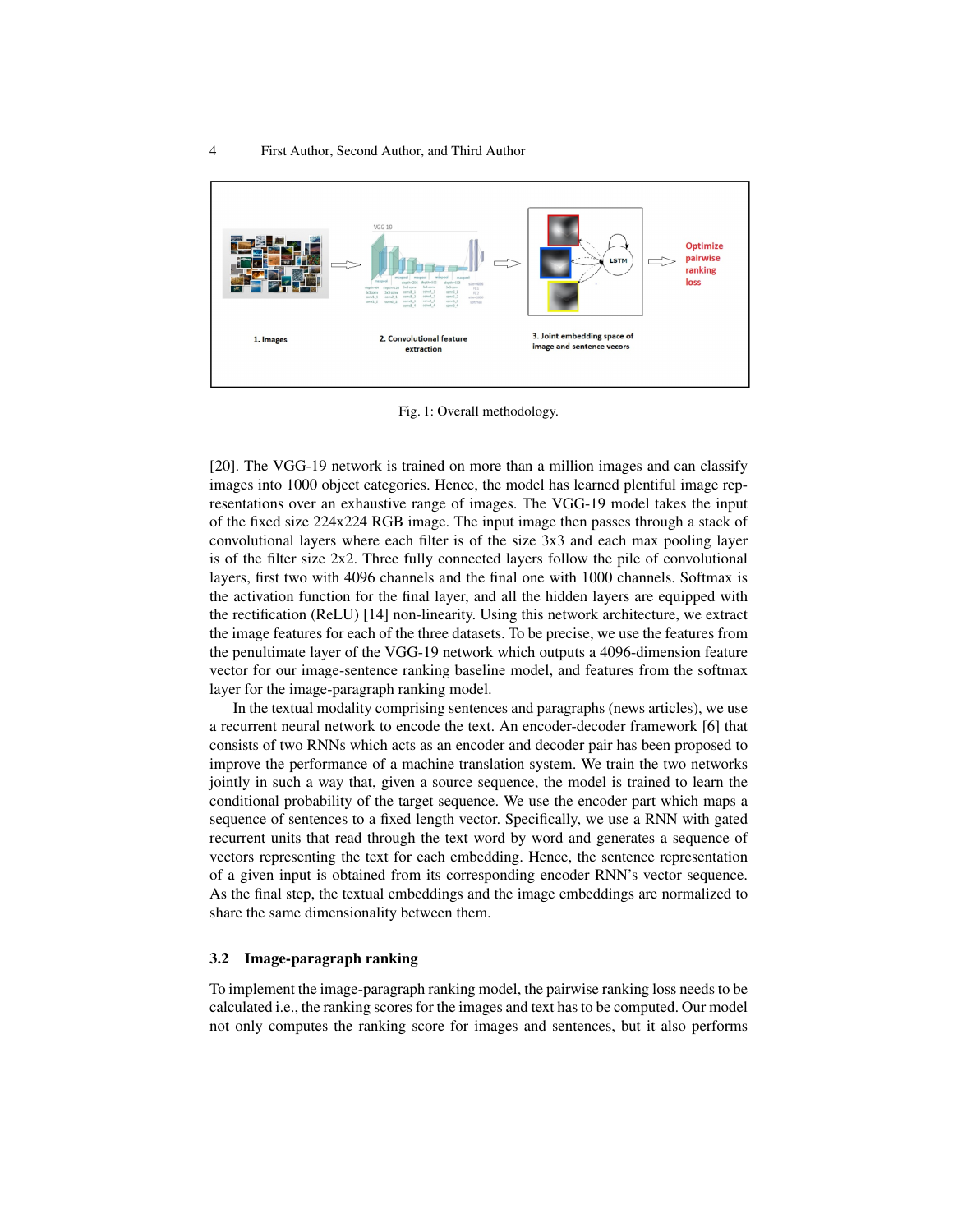Fig. 1: Overall methodology.

[20]. The VGG-19 network is trained on more than a million images and can classify images into 1000 object categories. Hence, the model has learned plentiful image representations over an exhaustive range of images. The VGG-19 model takes the input of the fixed size 224x224 RGB image. The input image then passes through a stack of convolutional layers where each filter is of the size 3x3 and each max pooling layer is of the filter size 2x2. Three fully connected layers follow the pile of convolutional layers, first two with 4096 channels and the final one with 1000 channels. Softmax is the activation function for the final layer, and all the hidden layers are equipped with the rectification (ReLU) [14] non-linearity. Using this network architecture, we extract the image features for each of the three datasets. To be precise, we use the features from the penultimate layer of the VGG-19 network which outputs a 4096-dimension feature vector for our image-sentence ranking baseline model, and features from the softmax layer for the image-paragraph ranking model.

In the textual modality comprising sentences and paragraphs (news articles), we use a recurrent neural network to encode the text. An encoder-decoder framework [6] that consists of two RNNs which acts as an encoder and decoder pair has been proposed to improve the performance of a machine translation system. We train the two networks jointly in such a way that, given a source sequence, the model is trained to learn the conditional probability of the target sequence. We use the encoder part which maps a sequence of sentences to a fixed length vector. Specifically, we use a RNN with gated recurrent units that read through the text word by word and generates a sequence of vectors representing the text for each embedding. Hence, the sentence representation of a given input is obtained from its corresponding encoder RNN's vector sequence. As the final step, the textual embeddings and the image embeddings are normalized to share the same dimensionality between them.

### 3.2 Image-paragraph ranking

To implement the image-paragraph ranking model, the pairwise ranking loss needs to be calculated i.e., the ranking scores for the images and text has to be computed. Our model not only computes the ranking score for images and sentences, but it also performs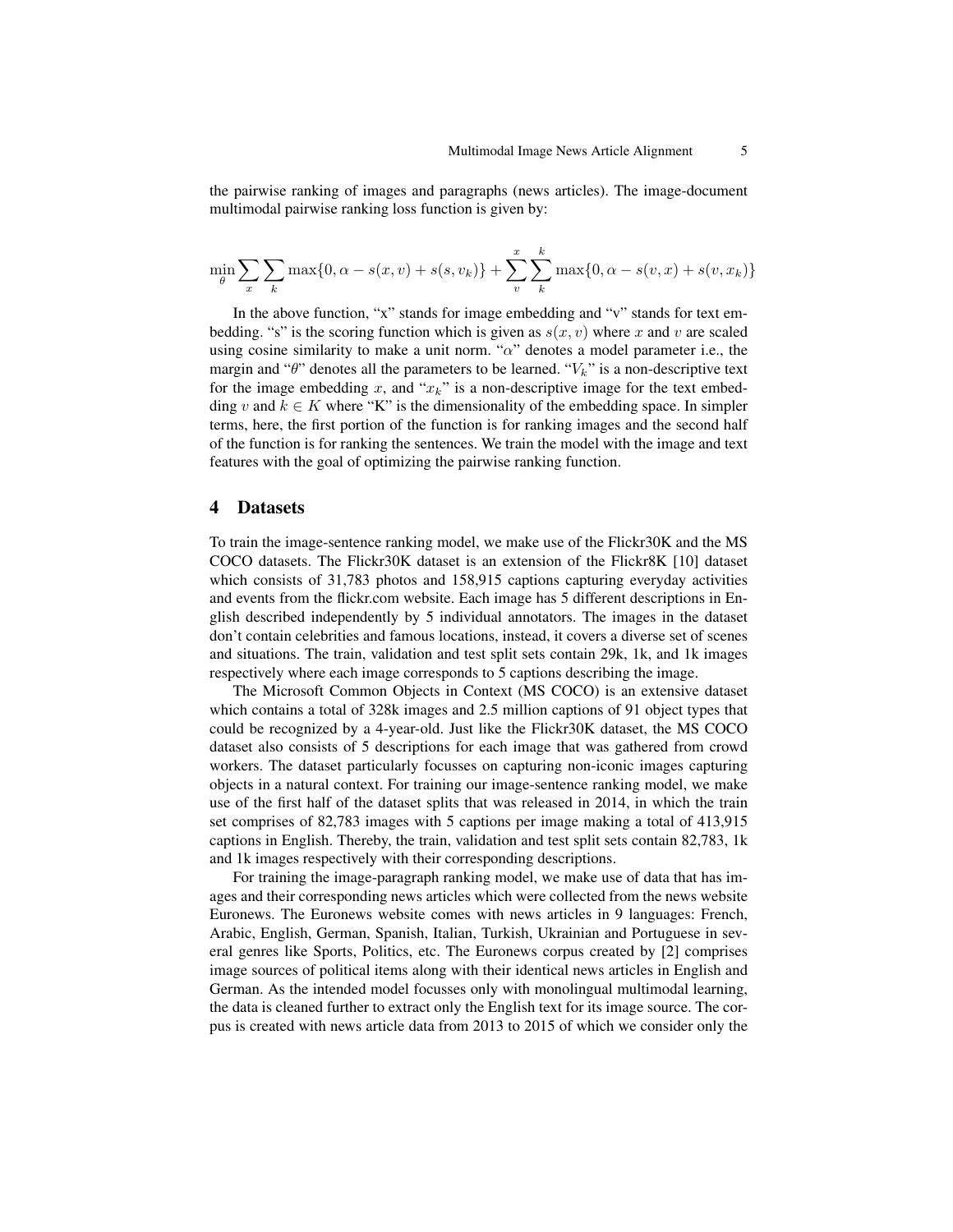the pairwise ranking of images and paragraphs (news articles). The image-document multimodal pairwise ranking loss function is given by:

$$\min_{\theta} \sum_{x} \sum_{k} \max\{0, \alpha - s(x, v) + s(s, v_k)\} + \sum_{v}^{x} \sum_{k}^{k} \max\{0, \alpha - s(v, x) + s(v, x_k)\}$$

In the above function, "x" stands for image embedding and "v" stands for text embedding. "s" is the scoring function which is given as $s(x, v)$ where $x$ and $v$ are scaled using cosine similarity to make a unit norm. "$\alpha$" denotes a model parameter i.e., the margin and "$\theta$" denotes all the parameters to be learned. "$V_k$" is a non-descriptive text for the image embedding $x$, and "$x_k$" is a non-descriptive image for the text embedding $v$ and $k \in K$ where "K" is the dimensionality of the embedding space. In simpler terms, here, the first portion of the function is for ranking images and the second half of the function is for ranking the sentences. We train the model with the image and text features with the goal of optimizing the pairwise ranking function.

## 4 Datasets

To train the image-sentence ranking model, we make use of the Flickr30K and the MS COCO datasets. The Flickr30K dataset is an extension of the Flickr8K [10] dataset which consists of 31,783 photos and 158,915 captions capturing everyday activities and events from the flickr.com website. Each image has 5 different descriptions in English described independently by 5 individual annotators. The images in the dataset don't contain celebrities and famous locations, instead, it covers a diverse set of scenes and situations. The train, validation and test split sets contain 29k, 1k, and 1k images respectively where each image corresponds to 5 captions describing the image.

The Microsoft Common Objects in Context (MS COCO) is an extensive dataset which contains a total of 328k images and 2.5 million captions of 91 object types that could be recognized by a 4-year-old. Just like the Flickr30K dataset, the MS COCO dataset also consists of 5 descriptions for each image that was gathered from crowd workers. The dataset particularly focusses on capturing non-iconic images capturing objects in a natural context. For training our image-sentence ranking model, we make use of the first half of the dataset splits that was released in 2014, in which the train set comprises of 82,783 images with 5 captions per image making a total of 413,915 captions in English. Thereby, the train, validation and test split sets contain 82,783, 1k and 1k images respectively with their corresponding descriptions.

For training the image-paragraph ranking model, we make use of data that has images and their corresponding news articles which were collected from the news website Euronews. The Euronews website comes with news articles in 9 languages: French, Arabic, English, German, Spanish, Italian, Turkish, Ukrainian and Portuguese in several genres like Sports, Politics, etc. The Euronews corpus created by [2] comprises image sources of political items along with their identical news articles in English and German. As the intended model focusses only with monolingual multimodal learning, the data is cleaned further to extract only the English text for its image source. The corpus is created with news article data from 2013 to 2015 of which we consider only the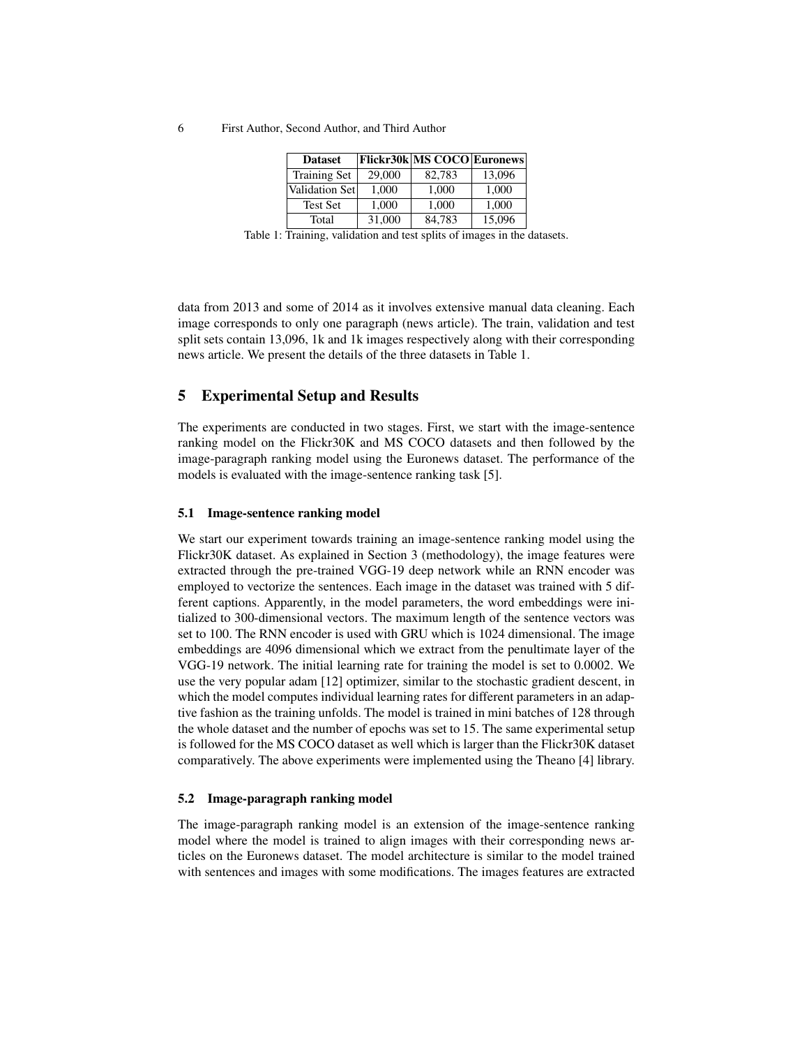| Dataset | Flickr30k | MS COCO | Euronews |
|---|---|---|---|
| Training Set | 29,000 | 82,783 | 13,096 |
| Validation Set | 1,000 | 1,000 | 1,000 |
| Test Set | 1,000 | 1,000 | 1,000 |
| Total | 31,000 | 84,783 | 15,096 |

Table 1: Training, validation and test splits of images in the datasets.

data from 2013 and some of 2014 as it involves extensive manual data cleaning. Each image corresponds to only one paragraph (news article). The train, validation and test split sets contain 13,096, 1k and 1k images respectively along with their corresponding news article. We present the details of the three datasets in Table 1.

## 5 Experimental Setup and Results

The experiments are conducted in two stages. First, we start with the image-sentence ranking model on the Flickr30K and MS COCO datasets and then followed by the image-paragraph ranking model using the Euronews dataset. The performance of the models is evaluated with the image-sentence ranking task [5].

### 5.1 Image-sentence ranking model

We start our experiment towards training an image-sentence ranking model using the Flickr30K dataset. As explained in Section 3 (methodology), the image features were extracted through the pre-trained VGG-19 deep network while an RNN encoder was employed to vectorize the sentences. Each image in the dataset was trained with 5 different captions. Apparently, in the model parameters, the word embeddings were initialized to 300-dimensional vectors. The maximum length of the sentence vectors was set to 100. The RNN encoder is used with GRU which is 1024 dimensional. The image embeddings are 4096 dimensional which we extract from the penultimate layer of the VGG-19 network. The initial learning rate for training the model is set to 0.0002. We use the very popular adam [12] optimizer, similar to the stochastic gradient descent, in which the model computes individual learning rates for different parameters in an adaptive fashion as the training unfolds. The model is trained in mini batches of 128 through the whole dataset and the number of epochs was set to 15. The same experimental setup is followed for the MS COCO dataset as well which is larger than the Flickr30K dataset comparatively. The above experiments were implemented using the Theano [4] library.

### 5.2 Image-paragraph ranking model

The image-paragraph ranking model is an extension of the image-sentence ranking model where the model is trained to align images with their corresponding news articles on the Euronews dataset. The model architecture is similar to the model trained with sentences and images with some modifications. The images features are extracted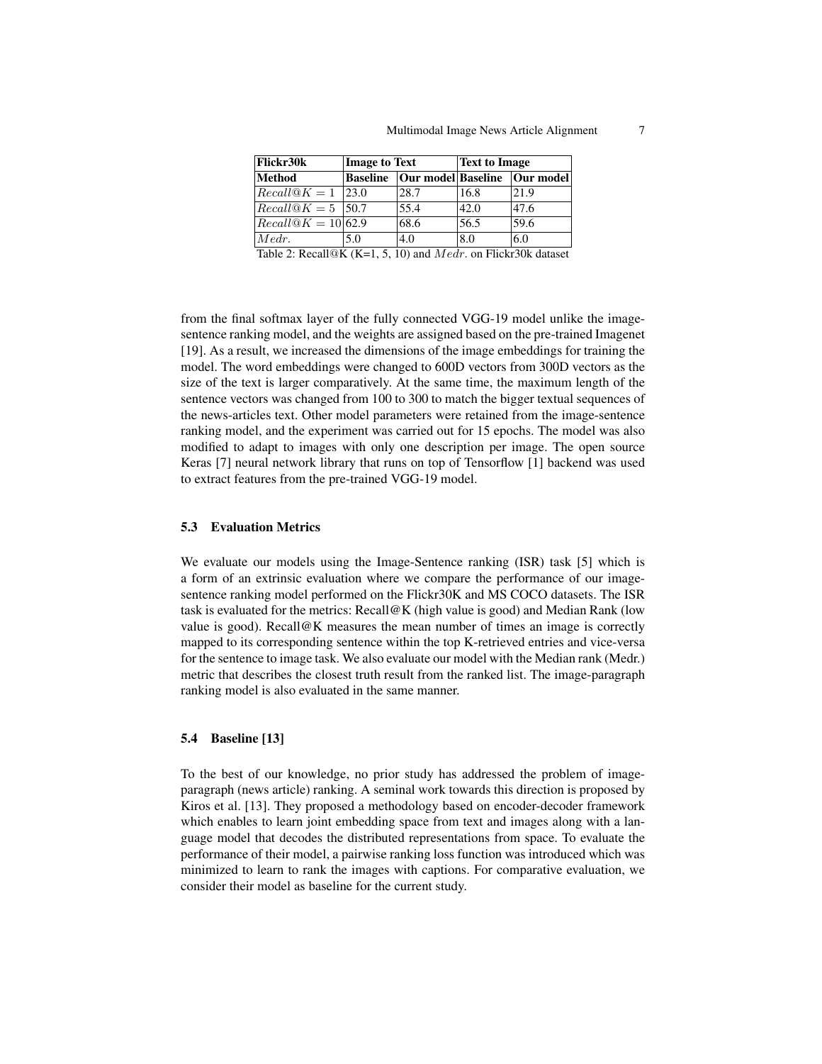| Flickr30k | Image to Text | | Text to Image | |
|---|---|---|---|---|
| Method | Baseline | Our model | Baseline | Our model |
| $Recall@K = 1$ | 23.0 | 28.7 | 16.8 | 21.9 |
| $Recall@K = 5$ | 50.7 | 55.4 | 42.0 | 47.6 |
| $Recall@K = 10$ | 62.9 | 68.6 | 56.5 | 59.6 |
| $Medr.$ | 5.0 | 4.0 | 8.0 | 6.0 |

Table 2: Recall@K (K=1, 5, 10) and $Medr.$ on Flickr30k dataset

from the final softmax layer of the fully connected VGG-19 model unlike the image-sentence ranking model, and the weights are assigned based on the pre-trained Imagenet [19]. As a result, we increased the dimensions of the image embeddings for training the model. The word embeddings were changed to 600D vectors from 300D vectors as the size of the text is larger comparatively. At the same time, the maximum length of the sentence vectors was changed from 100 to 300 to match the bigger textual sequences of the news-articles text. Other model parameters were retained from the image-sentence ranking model, and the experiment was carried out for 15 epochs. The model was also modified to adapt to images with only one description per image. The open source Keras [7] neural network library that runs on top of Tensorflow [1] backend was used to extract features from the pre-trained VGG-19 model.

### 5.3 Evaluation Metrics

We evaluate our models using the Image-Sentence ranking (ISR) task [5] which is a form of an extrinsic evaluation where we compare the performance of our image-sentence ranking model performed on the Flickr30K and MS COCO datasets. The ISR task is evaluated for the metrics: Recall@K (high value is good) and Median Rank (low value is good). Recall@K measures the mean number of times an image is correctly mapped to its corresponding sentence within the top K-retrieved entries and vice-versa for the sentence to image task. We also evaluate our model with the Median rank (Medr.) metric that describes the closest truth result from the ranked list. The image-paragraph ranking model is also evaluated in the same manner.

### 5.4 Baseline [13]

To the best of our knowledge, no prior study has addressed the problem of image-paragraph (news article) ranking. A seminal work towards this direction is proposed by Kiros et al. [13]. They proposed a methodology based on encoder-decoder framework which enables to learn joint embedding space from text and images along with a language model that decodes the distributed representations from space. To evaluate the performance of their model, a pairwise ranking loss function was introduced which was minimized to learn to rank the images with captions. For comparative evaluation, we consider their model as baseline for the current study.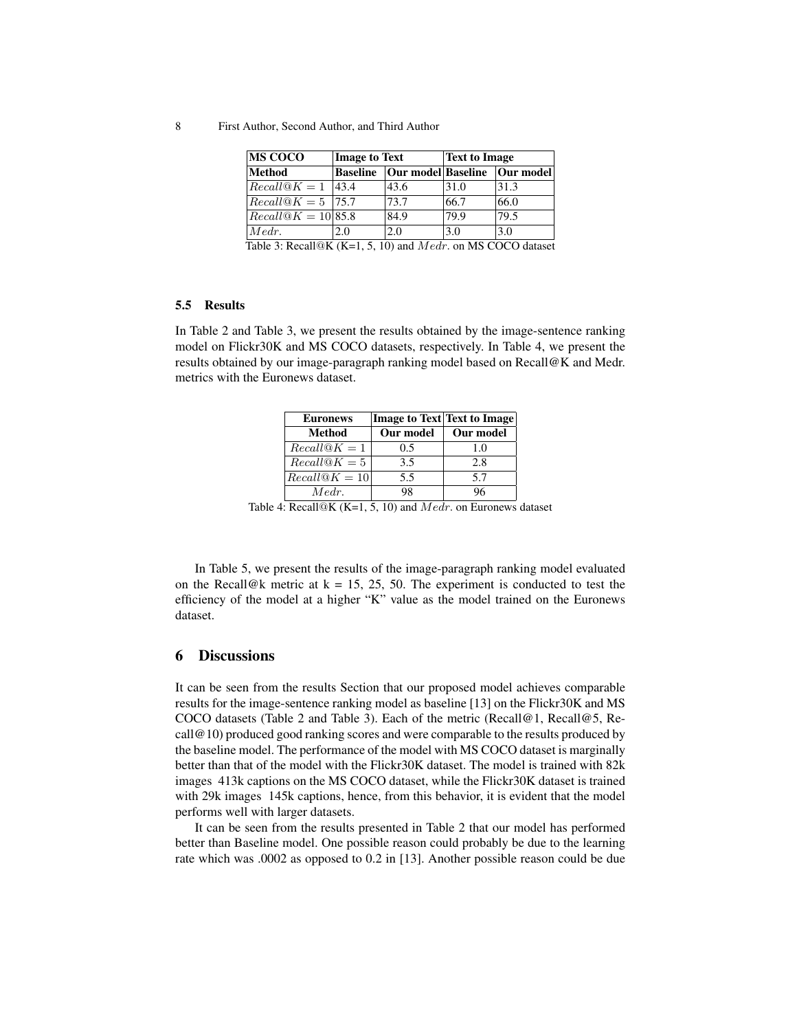| MS COCO | Image to Text | | Text to Image | |
|---|---|---|---|---|
| Method | Baseline | Our model | Baseline | Our model |
| $Recall@K = 1$ | 43.4 | 43.6 | 31.0 | 31.3 |
| $Recall@K = 5$ | 75.7 | 73.7 | 66.7 | 66.0 |
| $Recall@K = 10$ | 85.8 | 84.9 | 79.9 | 79.5 |
| $Medr.$ | 2.0 | 2.0 | 3.0 | 3.0 |

Table 3: Recall@K (K=1, 5, 10) and $Medr.$ on MS COCO dataset

### 5.5 Results

In Table 2 and Table 3, we present the results obtained by the image-sentence ranking model on Flickr30K and MS COCO datasets, respectively. In Table 4, we present the results obtained by our image-paragraph ranking model based on Recall@K and Medr. metrics with the Euronews dataset.

| Euronews | Image to Text | Text to Image |
|---|---|---|
| Method | Our model | Our model |
| $Recall@K = 1$ | 0.5 | 1.0 |
| $Recall@K = 5$ | 3.5 | 2.8 |
| $Recall@K = 10$ | 5.5 | 5.7 |
| $Medr.$ | 98 | 96 |

Table 4: Recall@K (K=1, 5, 10) and $Medr.$ on Euronews dataset

In Table 5, we present the results of the image-paragraph ranking model evaluated on the Recall@k metric at k = 15, 25, 50. The experiment is conducted to test the efficiency of the model at a higher "K" value as the model trained on the Euronews dataset.

## 6 Discussions

It can be seen from the results Section that our proposed model achieves comparable results for the image-sentence ranking model as baseline [13] on the Flickr30K and MS COCO datasets (Table 2 and Table 3). Each of the metric (Recall@1, Recall@5, Recall@10) produced good ranking scores and were comparable to the results produced by the baseline model. The performance of the model with MS COCO dataset is marginally better than that of the model with the Flickr30K dataset. The model is trained with 82k images 413k captions on the MS COCO dataset, while the Flickr30K dataset is trained with 29k images 145k captions, hence, from this behavior, it is evident that the model performs well with larger datasets.

It can be seen from the results presented in Table 2 that our model has performed better than Baseline model. One possible reason could probably be due to the learning rate which was .0002 as opposed to 0.2 in [13]. Another possible reason could be due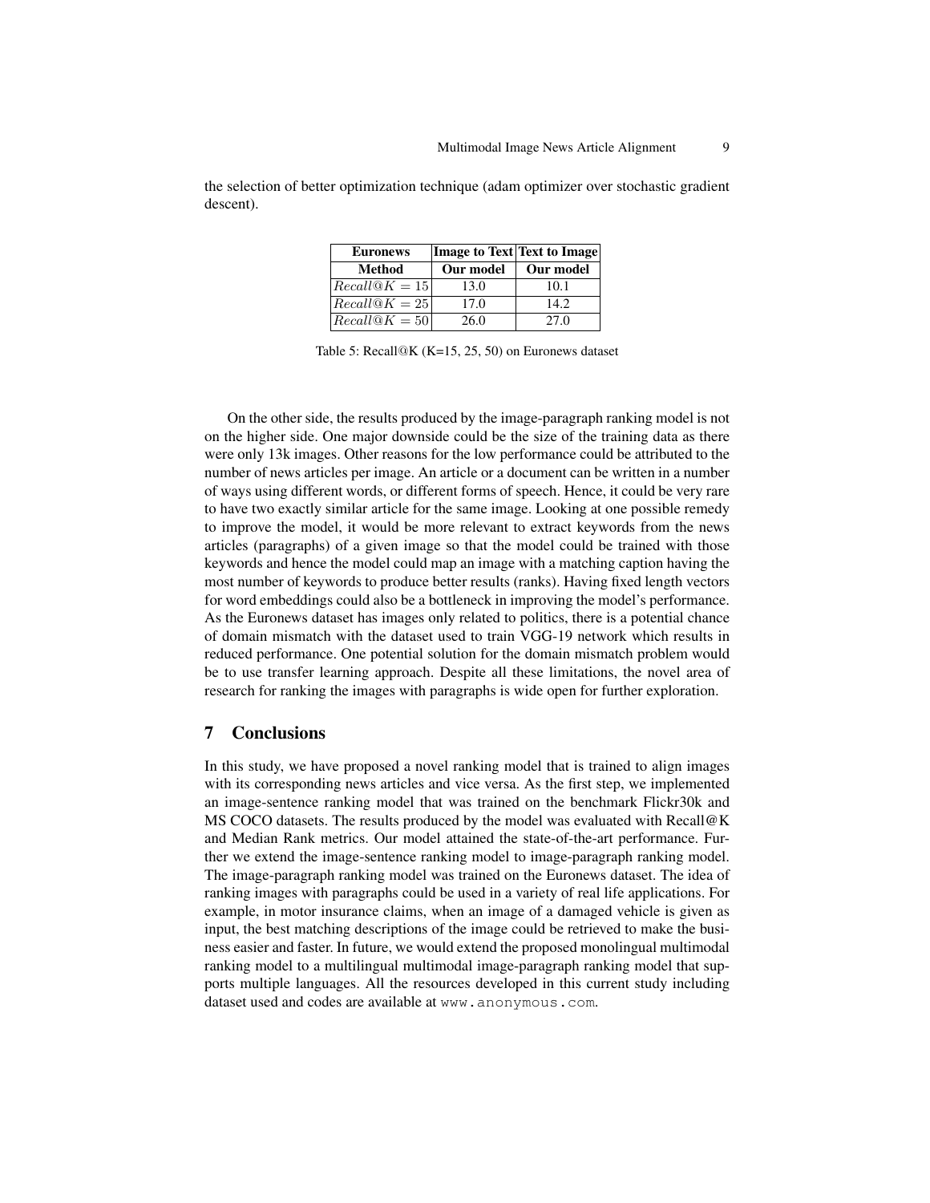the selection of better optimization technique (adam optimizer over stochastic gradient descent).

| Euronews | Image to Text | Text to Image |
|---|---|---|
| Method | Our model | Our model |
| $Recall@K = 15$ | 13.0 | 10.1 |
| $Recall@K = 25$ | 17.0 | 14.2 |
| $Recall@K = 50$ | 26.0 | 27.0 |

Table 5: Recall@K (K=15, 25, 50) on Euronews dataset

On the other side, the results produced by the image-paragraph ranking model is not on the higher side. One major downside could be the size of the training data as there were only 13k images. Other reasons for the low performance could be attributed to the number of news articles per image. An article or a document can be written in a number of ways using different words, or different forms of speech. Hence, it could be very rare to have two exactly similar article for the same image. Looking at one possible remedy to improve the model, it would be more relevant to extract keywords from the news articles (paragraphs) of a given image so that the model could be trained with those keywords and hence the model could map an image with a matching caption having the most number of keywords to produce better results (ranks). Having fixed length vectors for word embeddings could also be a bottleneck in improving the model's performance. As the Euronews dataset has images only related to politics, there is a potential chance of domain mismatch with the dataset used to train VGG-19 network which results in reduced performance. One potential solution for the domain mismatch problem would be to use transfer learning approach. Despite all these limitations, the novel area of research for ranking the images with paragraphs is wide open for further exploration.

## 7 Conclusions

In this study, we have proposed a novel ranking model that is trained to align images with its corresponding news articles and vice versa. As the first step, we implemented an image-sentence ranking model that was trained on the benchmark Flickr30k and MS COCO datasets. The results produced by the model was evaluated with Recall@K and Median Rank metrics. Our model attained the state-of-the-art performance. Further we extend the image-sentence ranking model to image-paragraph ranking model. The image-paragraph ranking model was trained on the Euronews dataset. The idea of ranking images with paragraphs could be used in a variety of real life applications. For example, in motor insurance claims, when an image of a damaged vehicle is given as input, the best matching descriptions of the image could be retrieved to make the business easier and faster. In future, we would extend the proposed monolingual multimodal ranking model to a multilingual multimodal image-paragraph ranking model that supports multiple languages. All the resources developed in this current study including dataset used and codes are available at `www.anonymous.com`.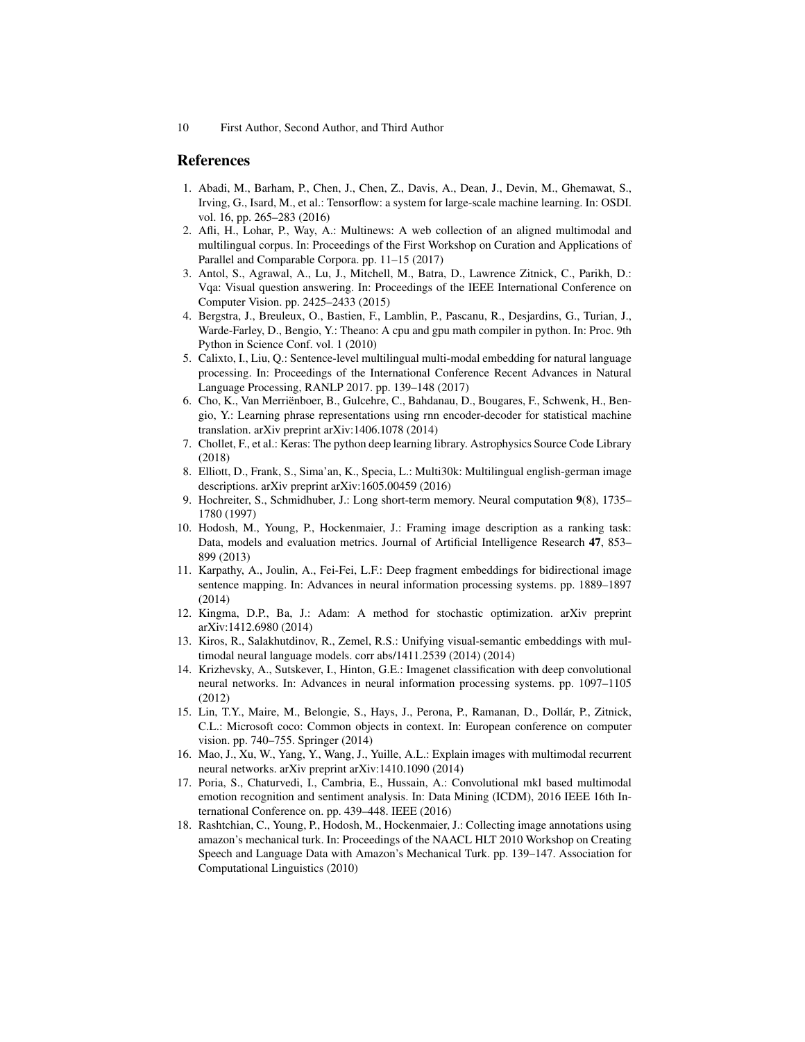## References

1. Abadi, M., Barham, P., Chen, J., Chen, Z., Davis, A., Dean, J., Devin, M., Ghemawat, S., Irving, G., Isard, M., et al.: Tensorflow: a system for large-scale machine learning. In: OSDI. vol. 16, pp. 265–283 (2016)
2. Afli, H., Lohar, P., Way, A.: Multinews: A web collection of an aligned multimodal and multilingual corpus. In: Proceedings of the First Workshop on Curation and Applications of Parallel and Comparable Corpora. pp. 11–15 (2017)
3. Antol, S., Agrawal, A., Lu, J., Mitchell, M., Batra, D., Lawrence Zitnick, C., Parikh, D.: Vqa: Visual question answering. In: Proceedings of the IEEE International Conference on Computer Vision. pp. 2425–2433 (2015)
4. Bergstra, J., Breuleux, O., Bastien, F., Lamblin, P., Pascanu, R., Desjardins, G., Turian, J., Warde-Farley, D., Bengio, Y.: Theano: A cpu and gpu math compiler in python. In: Proc. 9th Python in Science Conf. vol. 1 (2010)
5. Calixto, I., Liu, Q.: Sentence-level multilingual multi-modal embedding for natural language processing. In: Proceedings of the International Conference Recent Advances in Natural Language Processing, RANLP 2017. pp. 139–148 (2017)
6. Cho, K., Van Merriënboer, B., Gulcehre, C., Bahdanau, D., Bougares, F., Schwenk, H., Bengio, Y.: Learning phrase representations using rnn encoder-decoder for statistical machine translation. arXiv preprint arXiv:1406.1078 (2014)
7. Chollet, F., et al.: Keras: The python deep learning library. Astrophysics Source Code Library (2018)
8. Elliott, D., Frank, S., Sima'an, K., Specia, L.: Multi30k: Multilingual english-german image descriptions. arXiv preprint arXiv:1605.00459 (2016)
9. Hochreiter, S., Schmidhuber, J.: Long short-term memory. Neural computation **9**(8), 1735–1780 (1997)
10. Hodosh, M., Young, P., Hockenmaier, J.: Framing image description as a ranking task: Data, models and evaluation metrics. Journal of Artificial Intelligence Research **47**, 853–899 (2013)
11. Karpathy, A., Joulin, A., Fei-Fei, L.F.: Deep fragment embeddings for bidirectional image sentence mapping. In: Advances in neural information processing systems. pp. 1889–1897 (2014)
12. Kingma, D.P., Ba, J.: Adam: A method for stochastic optimization. arXiv preprint arXiv:1412.6980 (2014)
13. Kiros, R., Salakhutdinov, R., Zemel, R.S.: Unifying visual-semantic embeddings with multimodal neural language models. corr abs/1411.2539 (2014) (2014)
14. Krizhevsky, A., Sutskever, I., Hinton, G.E.: Imagenet classification with deep convolutional neural networks. In: Advances in neural information processing systems. pp. 1097–1105 (2012)
15. Lin, T.Y., Maire, M., Belongie, S., Hays, J., Perona, P., Ramanan, D., Dollár, P., Zitnick, C.L.: Microsoft coco: Common objects in context. In: European conference on computer vision. pp. 740–755. Springer (2014)
16. Mao, J., Xu, W., Yang, Y., Wang, J., Yuille, A.L.: Explain images with multimodal recurrent neural networks. arXiv preprint arXiv:1410.1090 (2014)
17. Poria, S., Chaturvedi, I., Cambria, E., Hussain, A.: Convolutional mkl based multimodal emotion recognition and sentiment analysis. In: Data Mining (ICDM), 2016 IEEE 16th International Conference on. pp. 439–448. IEEE (2016)
18. Rashtchian, C., Young, P., Hodosh, M., Hockenmaier, J.: Collecting image annotations using amazon's mechanical turk. In: Proceedings of the NAACL HLT 2010 Workshop on Creating Speech and Language Data with Amazon's Mechanical Turk. pp. 139–147. Association for Computational Linguistics (2010)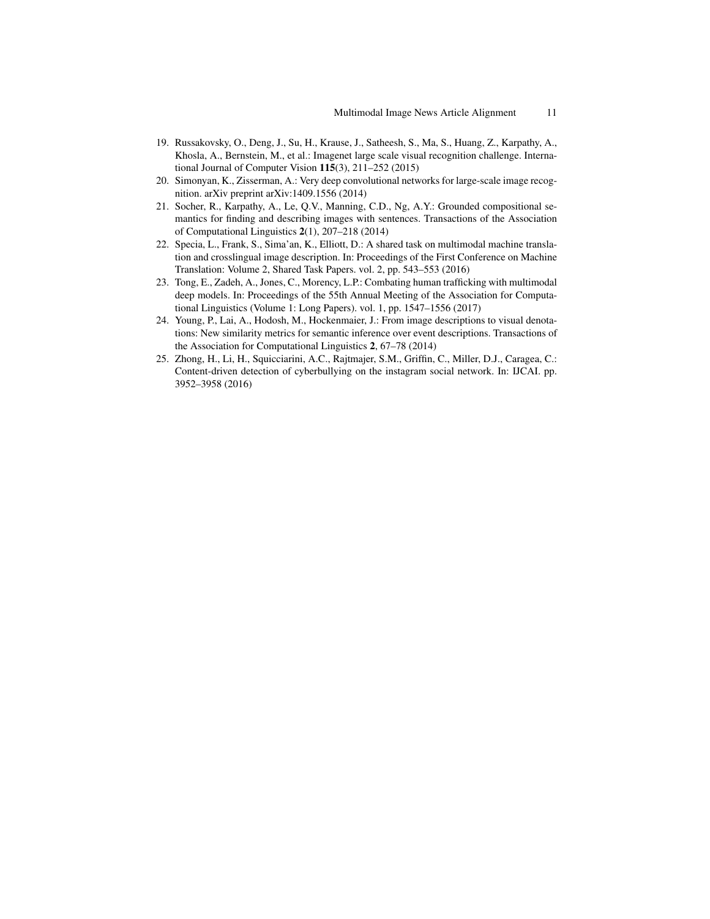19. Russakovsky, O., Deng, J., Su, H., Krause, J., Satheesh, S., Ma, S., Huang, Z., Karpathy, A., Khosla, A., Bernstein, M., et al.: Imagenet large scale visual recognition challenge. International Journal of Computer Vision **115**(3), 211–252 (2015)
20. Simonyan, K., Zisserman, A.: Very deep convolutional networks for large-scale image recognition. arXiv preprint arXiv:1409.1556 (2014)
21. Socher, R., Karpathy, A., Le, Q.V., Manning, C.D., Ng, A.Y.: Grounded compositional semantics for finding and describing images with sentences. Transactions of the Association of Computational Linguistics **2**(1), 207–218 (2014)
22. Specia, L., Frank, S., Sima'an, K., Elliott, D.: A shared task on multimodal machine translation and crosslingual image description. In: Proceedings of the First Conference on Machine Translation: Volume 2, Shared Task Papers. vol. 2, pp. 543–553 (2016)
23. Tong, E., Zadeh, A., Jones, C., Morency, L.P.: Combating human trafficking with multimodal deep models. In: Proceedings of the 55th Annual Meeting of the Association for Computational Linguistics (Volume 1: Long Papers). vol. 1, pp. 1547–1556 (2017)
24. Young, P., Lai, A., Hodosh, M., Hockenmaier, J.: From image descriptions to visual denotations: New similarity metrics for semantic inference over event descriptions. Transactions of the Association for Computational Linguistics **2**, 67–78 (2014)
25. Zhong, H., Li, H., Squicciarini, A.C., Rajtmajer, S.M., Griffin, C., Miller, D.J., Caragea, C.: Content-driven detection of cyberbullying on the instagram social network. In: IJCAI. pp. 3952–3958 (2016)